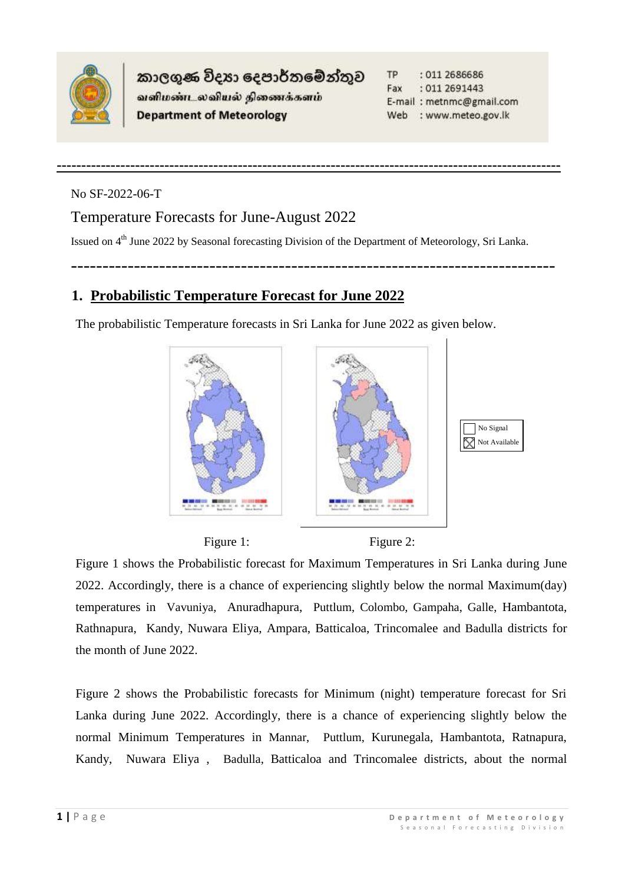කාලගුණ විද්‍යා දෙපාර්තමේන්තුව
வளிமண்டலவியல் திணைக்களம்
Department of Meteorology

TP : 011 2686686
Fax : 011 2691443
E-mail : metnmc@gmail.com
Web : www.meteo.gov.lk

No SF-2022-06-T

# Temperature Forecasts for June-August 2022

Issued on 4th June 2022 by Seasonal forecasting Division of the Department of Meteorology, Sri Lanka.

## 1. Probabilistic Temperature Forecast for June 2022

The probabilistic Temperature forecasts in Sri Lanka for June 2022 as given below.

No Signal
Not Available

Figure 1: Figure 2:

Figure 1 shows the Probabilistic forecast for Maximum Temperatures in Sri Lanka during June 2022. Accordingly, there is a chance of experiencing slightly below the normal Maximum(day) temperatures in Vavuniya, Anuradhapura, Puttlum, Colombo, Gampaha, Galle, Hambantota, Rathnapura, Kandy, Nuwara Eliya, Ampara, Batticaloa, Trincomalee and Badulla districts for the month of June 2022.

Figure 2 shows the Probabilistic forecasts for Minimum (night) temperature forecast for Sri Lanka during June 2022. Accordingly, there is a chance of experiencing slightly below the normal Minimum Temperatures in Mannar, Puttlum, Kurunegala, Hambantota, Ratnapura, Kandy, Nuwara Eliya , Badulla, Batticaloa and Trincomalee districts, about the normal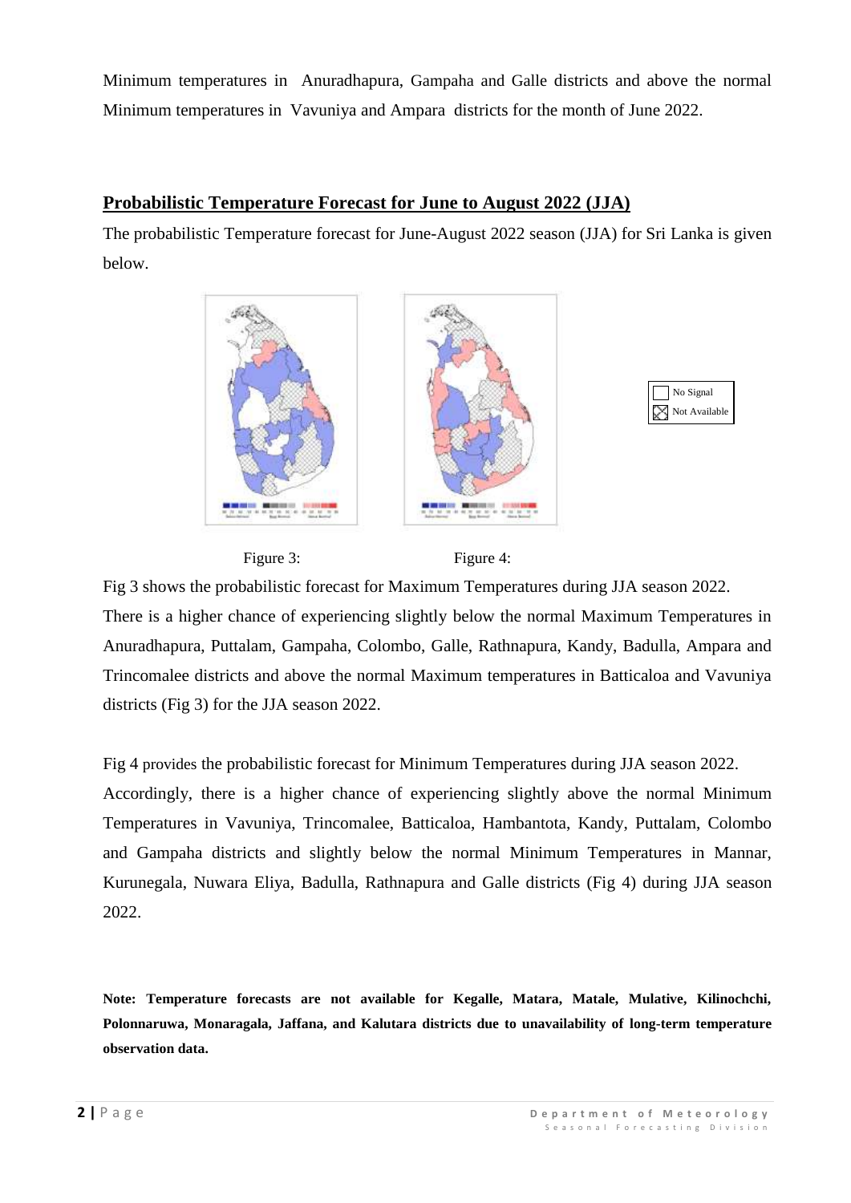Minimum temperatures in Anuradhapura, Gampaha and Galle districts and above the normal Minimum temperatures in Vavuniya and Ampara districts for the month of June 2022.

## Probabilistic Temperature Forecast for June to August 2022 (JJA)

The probabilistic Temperature forecast for June-August 2022 season (JJA) for Sri Lanka is given below.

No Signal
Not Available

Figure 3: Figure 4:

Fig 3 shows the probabilistic forecast for Maximum Temperatures during JJA season 2022. There is a higher chance of experiencing slightly below the normal Maximum Temperatures in Anuradhapura, Puttalam, Gampaha, Colombo, Galle, Rathnapura, Kandy, Badulla, Ampara and Trincomalee districts and above the normal Maximum temperatures in Batticaloa and Vavuniya districts (Fig 3) for the JJA season 2022.

Fig 4 provides the probabilistic forecast for Minimum Temperatures during JJA season 2022. Accordingly, there is a higher chance of experiencing slightly above the normal Minimum Temperatures in Vavuniya, Trincomalee, Batticaloa, Hambantota, Kandy, Puttalam, Colombo and Gampaha districts and slightly below the normal Minimum Temperatures in Mannar, Kurunegala, Nuwara Eliya, Badulla, Rathnapura and Galle districts (Fig 4) during JJA season 2022.

**Note: Temperature forecasts are not available for Kegalle, Matara, Matale, Mulative, Kilinochchi, Polonnaruwa, Monaragala, Jaffana, and Kalutara districts due to unavailability of long-term temperature observation data.**